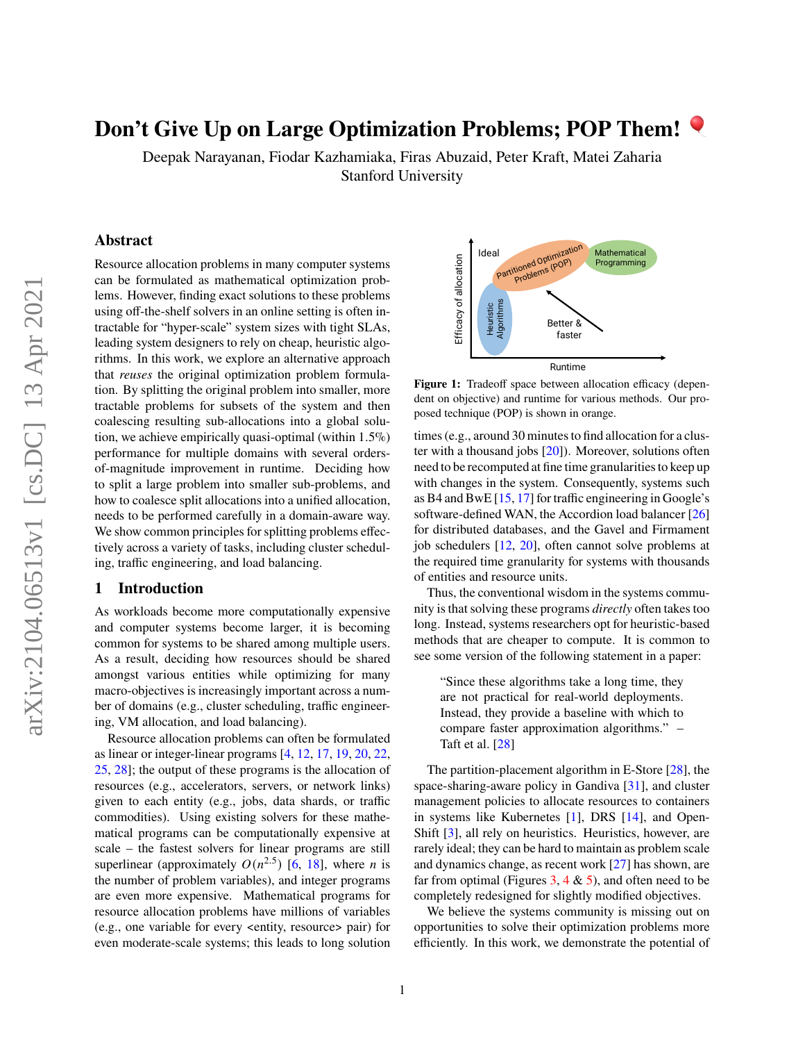# Don't Give Up on Large Optimization Problems; POP Them!

Deepak Narayanan, Fiodar Kazhamiaka, Firas Abuzaid, Peter Kraft, Matei Zaharia
Stanford University

## Abstract

Resource allocation problems in many computer systems can be formulated as mathematical optimization problems. However, finding exact solutions to these problems using off-the-shelf solvers in an online setting is often intractable for "hyper-scale" system sizes with tight SLAs, leading system designers to rely on cheap, heuristic algorithms. In this work, we explore an alternative approach that *reuses* the original optimization problem formulation. By splitting the original problem into smaller, more tractable problems for subsets of the system and then coalescing resulting sub-allocations into a global solution, we achieve empirically quasi-optimal (within 1.5%) performance for multiple domains with several orders-of-magnitude improvement in runtime. Deciding how to split a large problem into smaller sub-problems, and how to coalesce split allocations into a unified allocation, needs to be performed carefully in a domain-aware way. We show common principles for splitting problems effectively across a variety of tasks, including cluster scheduling, traffic engineering, and load balancing.

## 1 Introduction

As workloads become more computationally expensive and computer systems become larger, it is becoming common for systems to be shared among multiple users. As a result, deciding how resources should be shared amongst various entities while optimizing for many macro-objectives is increasingly important across a number of domains (e.g., cluster scheduling, traffic engineering, VM allocation, and load balancing).

Resource allocation problems can often be formulated as linear or integer-linear programs [4, 12, 17, 19, 20, 22, 25, 28]; the output of these programs is the allocation of resources (e.g., accelerators, servers, or network links) given to each entity (e.g., jobs, data shards, or traffic commodities). Using existing solvers for these mathematical programs can be computationally expensive at scale – the fastest solvers for linear programs are still superlinear (approximately $O(n^{2.5})$ [6, 18], where $n$ is the number of problem variables), and integer programs are even more expensive. Mathematical programs for resource allocation problems have millions of variables (e.g., one variable for every <entity, resource> pair) for even moderate-scale systems; this leads to long solution times (e.g., around 30 minutes to find allocation for a cluster with a thousand jobs [20]). Moreover, solutions often need to be recomputed at fine time granularities to keep up with changes in the system. Consequently, systems such as B4 and BwE [15, 17] for traffic engineering in Google's software-defined WAN, the Accordion load balancer [26] for distributed databases, and the Gavel and Firmament job schedulers [12, 20], often cannot solve problems at the required time granularity for systems with thousands of entities and resource units.

Figure 1: Tradeoff space between allocation efficacy (dependent on objective) and runtime for various methods. Our proposed technique (POP) is shown in orange.

Thus, the conventional wisdom in the systems community is that solving these programs *directly* often takes too long. Instead, systems researchers opt for heuristic-based methods that are cheaper to compute. It is common to see some version of the following statement in a paper:

> "Since these algorithms take a long time, they are not practical for real-world deployments. Instead, they provide a baseline with which to compare faster approximation algorithms." – Taft et al. [28]

The partition-placement algorithm in E-Store [28], the space-sharing-aware policy in Gandiva [31], and cluster management policies to allocate resources to containers in systems like Kubernetes [1], DRS [14], and OpenShift [3], all rely on heuristics. Heuristics, however, are rarely ideal; they can be hard to maintain as problem scale and dynamics change, as recent work [27] has shown, are far from optimal (Figures 3, 4 & 5), and often need to be completely redesigned for slightly modified objectives.

We believe the systems community is missing out on opportunities to solve their optimization problems more efficiently. In this work, we demonstrate the potential of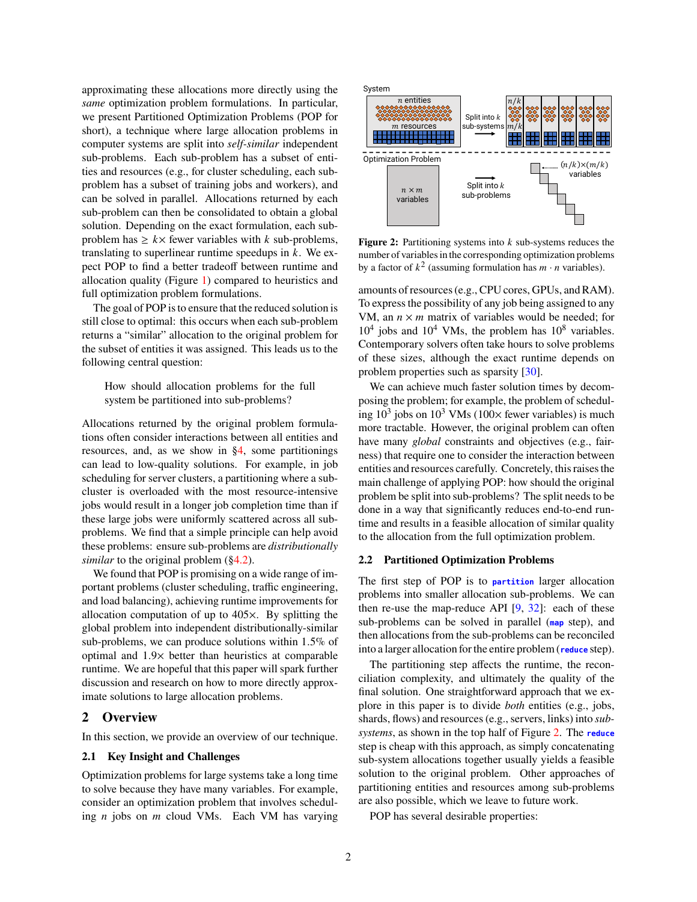approximating these allocations more directly using the *same* optimization problem formulations. In particular, we present Partitioned Optimization Problems (POP for short), a technique where large allocation problems in computer systems are split into *self-similar* independent sub-problems. Each sub-problem has a subset of entities and resources (e.g., for cluster scheduling, each sub-problem has a subset of training jobs and workers), and can be solved in parallel. Allocations returned by each sub-problem can then be consolidated to obtain a global solution. Depending on the exact formulation, each sub-problem has $\geq k\times$ fewer variables with $k$ sub-problems, translating to superlinear runtime speedups in $k$. We expect POP to find a better tradeoff between runtime and allocation quality (Figure 1) compared to heuristics and full optimization problem formulations.

The goal of POP is to ensure that the reduced solution is still close to optimal: this occurs when each sub-problem returns a "similar" allocation to the original problem for the subset of entities it was assigned. This leads us to the following central question:

> How should allocation problems for the full system be partitioned into sub-problems?

Allocations returned by the original problem formulations often consider interactions between all entities and resources, and, as we show in §4, some partitionings can lead to low-quality solutions. For example, in job scheduling for server clusters, a partitioning where a sub-cluster is overloaded with the most resource-intensive jobs would result in a longer job completion time than if these large jobs were uniformly scattered across all sub-problems. We find that a simple principle can help avoid these problems: ensure sub-problems are *distributionally similar* to the original problem (§4.2).

We found that POP is promising on a wide range of important problems (cluster scheduling, traffic engineering, and load balancing), achieving runtime improvements for allocation computation of up to 405×. By splitting the global problem into independent distributionally-similar sub-problems, we can produce solutions within 1.5% of optimal and 1.9× better than heuristics at comparable runtime. We are hopeful that this paper will spark further discussion and research on how to more directly approximate solutions to large allocation problems.

## 2 Overview

In this section, we provide an overview of our technique.

### 2.1 Key Insight and Challenges

Optimization problems for large systems take a long time to solve because they have many variables. For example, consider an optimization problem that involves scheduling $n$ jobs on $m$ cloud VMs. Each VM has varying amounts of resources (e.g., CPU cores, GPUs, and RAM). To express the possibility of any job being assigned to any VM, an $n \times m$ matrix of variables would be needed; for $10^4$ jobs and $10^4$ VMs, the problem has $10^8$ variables. Contemporary solvers often take hours to solve problems of these sizes, although the exact runtime depends on problem properties such as sparsity [30].

**Figure 2:** Partitioning systems into $k$ sub-systems reduces the number of variables in the corresponding optimization problems by a factor of $k^2$ (assuming formulation has $m \cdot n$ variables).

We can achieve much faster solution times by decomposing the problem; for example, the problem of scheduling $10^3$ jobs on $10^3$ VMs (100× fewer variables) is much more tractable. However, the original problem can often have many *global* constraints and objectives (e.g., fairness) that require one to consider the interaction between entities and resources carefully. Concretely, this raises the main challenge of applying POP: how should the original problem be split into sub-problems? The split needs to be done in a way that significantly reduces end-to-end runtime and results in a feasible allocation of similar quality to the allocation from the full optimization problem.

### 2.2 Partitioned Optimization Problems

The first step of POP is to `partition` larger allocation problems into smaller allocation sub-problems. We can then re-use the map-reduce API [9, 32]: each of these sub-problems can be solved in parallel (`map` step), and then allocations from the sub-problems can be reconciled into a larger allocation for the entire problem (`reduce` step).

The partitioning step affects the runtime, the reconciliation complexity, and ultimately the quality of the final solution. One straightforward approach that we explore in this paper is to divide *both* entities (e.g., jobs, shards, flows) and resources (e.g., servers, links) into *sub-systems*, as shown in the top half of Figure 2. The `reduce` step is cheap with this approach, as simply concatenating sub-system allocations together usually yields a feasible solution to the original problem. Other approaches of partitioning entities and resources among sub-problems are also possible, which we leave to future work.

POP has several desirable properties: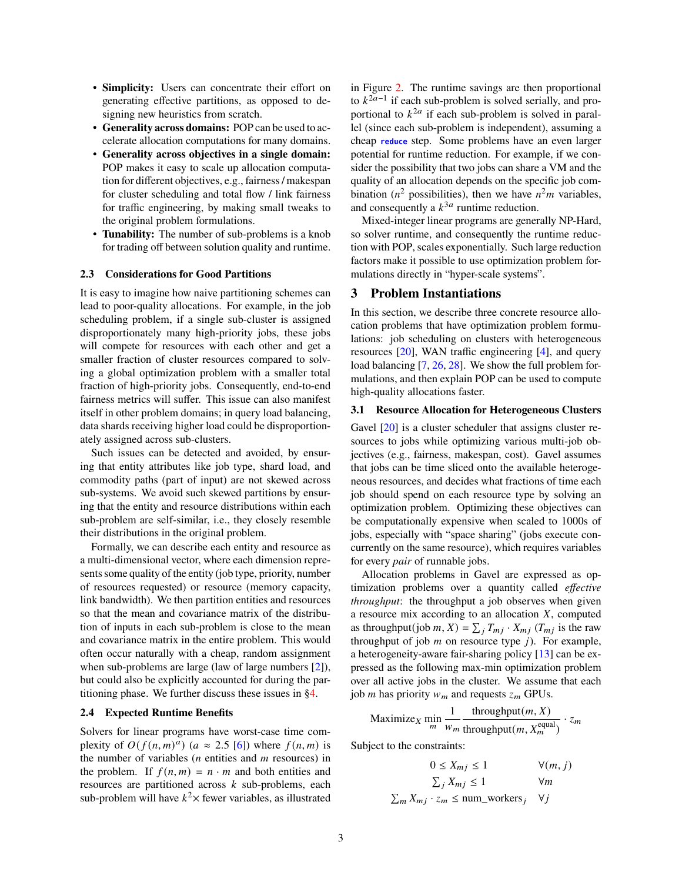- **Simplicity:** Users can concentrate their effort on generating effective partitions, as opposed to designing new heuristics from scratch.
- **Generality across domains:** POP can be used to accelerate allocation computations for many domains.
- **Generality across objectives in a single domain:** POP makes it easy to scale up allocation computation for different objectives, e.g., fairness / makespan for cluster scheduling and total flow / link fairness for traffic engineering, by making small tweaks to the original problem formulations.
- **Tunability:** The number of sub-problems is a knob for trading off between solution quality and runtime.

### 2.3 Considerations for Good Partitions

It is easy to imagine how naive partitioning schemes can lead to poor-quality allocations. For example, in the job scheduling problem, if a single sub-cluster is assigned disproportionately many high-priority jobs, these jobs will compete for resources with each other and get a smaller fraction of cluster resources compared to solving a global optimization problem with a smaller total fraction of high-priority jobs. Consequently, end-to-end fairness metrics will suffer. This issue can also manifest itself in other problem domains; in query load balancing, data shards receiving higher load could be disproportionately assigned across sub-clusters.

Such issues can be detected and avoided, by ensuring that entity attributes like job type, shard load, and commodity paths (part of input) are not skewed across sub-systems. We avoid such skewed partitions by ensuring that the entity and resource distributions within each sub-problem are self-similar, i.e., they closely resemble their distributions in the original problem.

Formally, we can describe each entity and resource as a multi-dimensional vector, where each dimension represents some quality of the entity (job type, priority, number of resources requested) or resource (memory capacity, link bandwidth). We then partition entities and resources so that the mean and covariance matrix of the distribution of inputs in each sub-problem is close to the mean and covariance matrix in the entire problem. This would often occur naturally with a cheap, random assignment when sub-problems are large (law of large numbers [2]), but could also be explicitly accounted for during the partitioning phase. We further discuss these issues in §4.

### 2.4 Expected Runtime Benefits

Solvers for linear programs have worst-case time complexity of $O(f(n,m)^a)$ ($a \approx 2.5$ [6]) where $f(n,m)$ is the number of variables ($n$ entities and $m$ resources) in the problem. If $f(n,m) = n \cdot m$ and both entities and resources are partitioned across $k$ sub-problems, each sub-problem will have $k^2\times$ fewer variables, as illustrated in Figure 2. The runtime savings are then proportional to $k^{2a-1}$ if each sub-problem is solved serially, and proportional to $k^{2a}$ if each sub-problem is solved in parallel (since each sub-problem is independent), assuming a cheap `reduce` step. Some problems have an even larger potential for runtime reduction. For example, if we consider the possibility that two jobs can share a VM and the quality of an allocation depends on the specific job combination ($n^2$ possibilities), then we have $n^2m$ variables, and consequently a $k^{3a}$ runtime reduction.

Mixed-integer linear programs are generally NP-Hard, so solver runtime, and consequently the runtime reduction with POP, scales exponentially. Such large reduction factors make it possible to use optimization problem formulations directly in "hyper-scale systems".

## 3 Problem Instantiations

In this section, we describe three concrete resource allocation problems that have optimization problem formulations: job scheduling on clusters with heterogeneous resources [20], WAN traffic engineering [4], and query load balancing [7, 26, 28]. We show the full problem formulations, and then explain POP can be used to compute high-quality allocations faster.

### 3.1 Resource Allocation for Heterogeneous Clusters

Gavel [20] is a cluster scheduler that assigns cluster resources to jobs while optimizing various multi-job objectives (e.g., fairness, makespan, cost). Gavel assumes that jobs can be time sliced onto the available heterogeneous resources, and decides what fractions of time each job should spend on each resource type by solving an optimization problem. Optimizing these objectives can be computationally expensive when scaled to 1000s of jobs, especially with "space sharing" (jobs execute concurrently on the same resource), which requires variables for every *pair* of runnable jobs.

Allocation problems in Gavel are expressed as optimization problems over a quantity called *effective throughput*: the throughput a job observes when given a resource mix according to an allocation $X$, computed as throughput(job $m, X$) $= \sum_j T_{mj} \cdot X_{mj}$ ($T_{mj}$ is the raw throughput of job $m$ on resource type $j$). For example, a heterogeneity-aware fair-sharing policy [13] can be expressed as the following max-min optimization problem over all active jobs in the cluster. We assume that each job $m$ has priority $w_m$ and requests $z_m$ GPUs.

$$\text{Maximize}_X \min_m \frac{1}{w_m} \frac{\text{throughput}(m, X)}{\text{throughput}(m, X_m^{\text{equal}})} \cdot z_m$$

Subject to the constraints:

$$0 \le X_{mj} \le 1 \qquad \forall (m, j)$$

$$\sum_j X_{mj} \le 1 \qquad \forall m$$

$$\sum_m X_{mj} \cdot z_m \le \text{num\_workers}_j \quad \forall j$$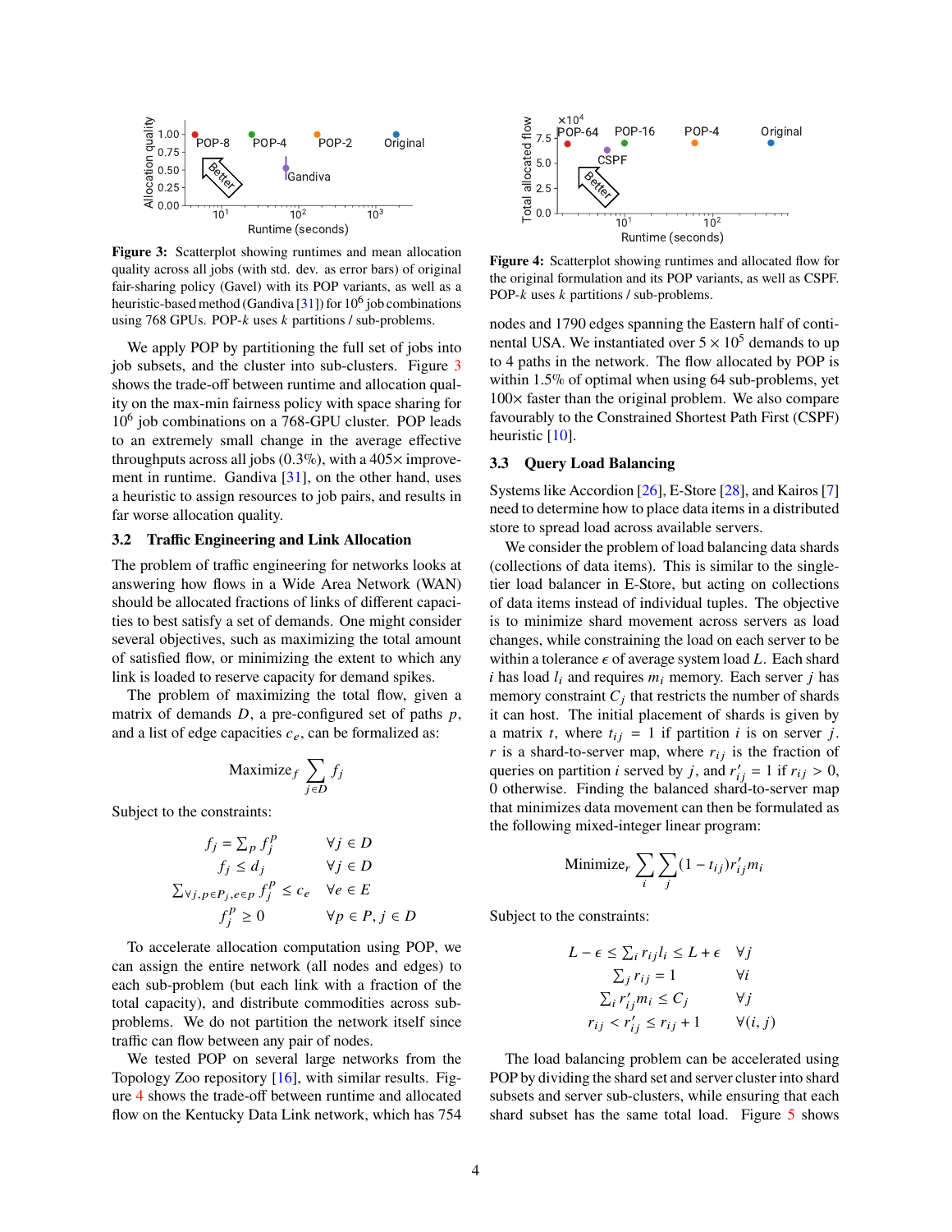Figure 3: Scatterplot showing runtimes and mean allocation quality across all jobs (with std. dev. as error bars) of original fair-sharing policy (Gavel) with its POP variants, as well as a heuristic-based method (Gandiva [31]) for $10^6$ job combinations using 768 GPUs. POP-$k$ uses $k$ partitions / sub-problems.

We apply POP by partitioning the full set of jobs into job subsets, and the cluster into sub-clusters. Figure 3 shows the trade-off between runtime and allocation quality on the max-min fairness policy with space sharing for $10^6$ job combinations on a 768-GPU cluster. POP leads to an extremely small change in the average effective throughputs across all jobs (0.3%), with a 405× improvement in runtime. Gandiva [31], on the other hand, uses a heuristic to assign resources to job pairs, and results in far worse allocation quality.

### 3.2 Traffic Engineering and Link Allocation

The problem of traffic engineering for networks looks at answering how flows in a Wide Area Network (WAN) should be allocated fractions of links of different capacities to best satisfy a set of demands. One might consider several objectives, such as maximizing the total amount of satisfied flow, or minimizing the extent to which any link is loaded to reserve capacity for demand spikes.

The problem of maximizing the total flow, given a matrix of demands $D$, a pre-configured set of paths $p$, and a list of edge capacities $c_e$, can be formalized as:

$$\text{Maximize}_f \sum_{j \in D} f_j$$

Subject to the constraints:

$$\begin{aligned}
f_j = \textstyle\sum_p f_j^p & \quad \forall j \in D \\
f_j \leq d_j & \quad \forall j \in D \\
\textstyle\sum_{\forall j, p \in P_j, e \in p} f_j^p \leq c_e & \quad \forall e \in E \\
f_j^p \geq 0 & \quad \forall p \in P, j \in D
\end{aligned}$$

To accelerate allocation computation using POP, we can assign the entire network (all nodes and edges) to each sub-problem (but each link with a fraction of the total capacity), and distribute commodities across sub-problems. We do not partition the network itself since traffic can flow between any pair of nodes.

We tested POP on several large networks from the Topology Zoo repository [16], with similar results. Figure 4 shows the trade-off between runtime and allocated flow on the Kentucky Data Link network, which has 754 nodes and 1790 edges spanning the Eastern half of continental USA. We instantiated over $5 \times 10^5$ demands to up to 4 paths in the network. The flow allocated by POP is within 1.5% of optimal when using 64 sub-problems, yet 100× faster than the original problem. We also compare favourably to the Constrained Shortest Path First (CSPF) heuristic [10].

Figure 4: Scatterplot showing runtimes and allocated flow for the original formulation and its POP variants, as well as CSPF. POP-$k$ uses $k$ partitions / sub-problems.

### 3.3 Query Load Balancing

Systems like Accordion [26], E-Store [28], and Kairos [7] need to determine how to place data items in a distributed store to spread load across available servers.

We consider the problem of load balancing data shards (collections of data items). This is similar to the single-tier load balancer in E-Store, but acting on collections of data items instead of individual tuples. The objective is to minimize shard movement across servers as load changes, while constraining the load on each server to be within a tolerance $\epsilon$ of average system load $L$. Each shard $i$ has load $l_i$ and requires $m_i$ memory. Each server $j$ has memory constraint $C_j$ that restricts the number of shards it can host. The initial placement of shards is given by a matrix $t$, where $t_{ij} = 1$ if partition $i$ is on server $j$. $r$ is a shard-to-server map, where $r_{ij}$ is the fraction of queries on partition $i$ served by $j$, and $r'_{ij} = 1$ if $r_{ij} > 0$, 0 otherwise. Finding the balanced shard-to-server map that minimizes data movement can then be formulated as the following mixed-integer linear program:

$$\text{Minimize}_r \sum_i \sum_j (1 - t_{ij}) r'_{ij} m_i$$

Subject to the constraints:

$$\begin{aligned}
L - \epsilon \leq \textstyle\sum_i r_{ij} l_i \leq L + \epsilon & \quad \forall j \\
\textstyle\sum_j r_{ij} = 1 & \quad \forall i \\
\textstyle\sum_i r'_{ij} m_i \leq C_j & \quad \forall j \\
r_{ij} < r'_{ij} \leq r_{ij} + 1 & \quad \forall (i, j)
\end{aligned}$$

The load balancing problem can be accelerated using POP by dividing the shard set and server cluster into shard subsets and server sub-clusters, while ensuring that each shard subset has the same total load. Figure 5 shows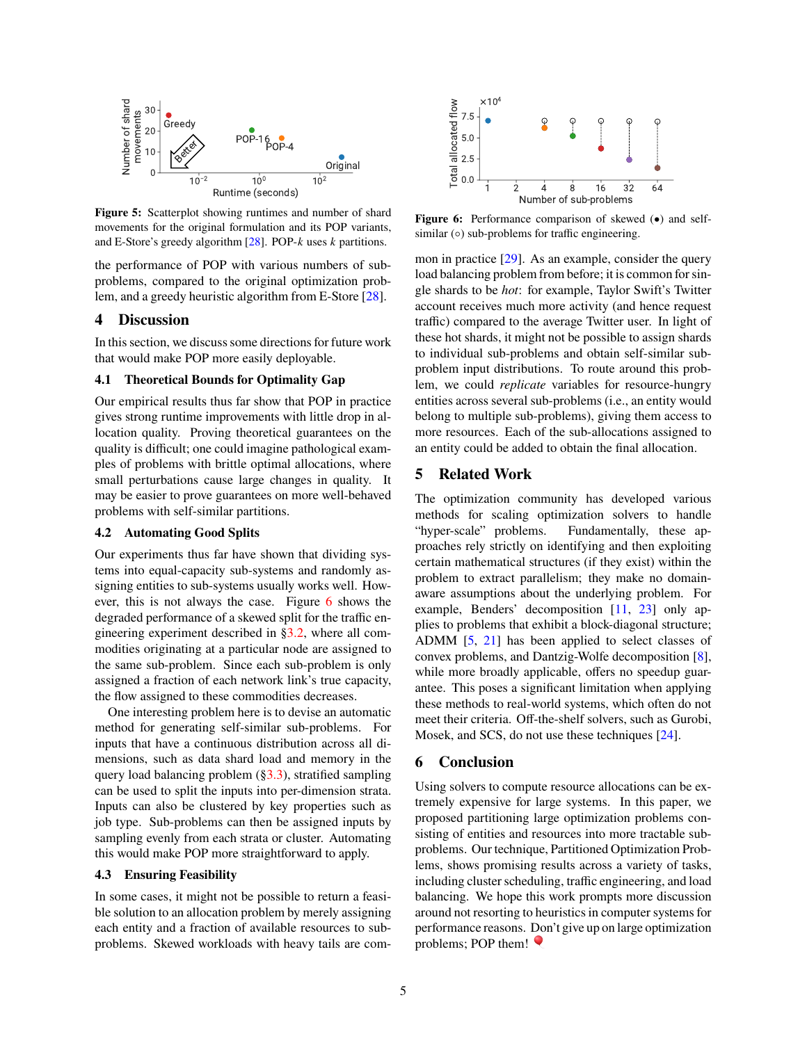Figure 5: Scatterplot showing runtimes and number of shard movements for the original formulation and its POP variants, and E-Store's greedy algorithm [28]. POP-$k$ uses $k$ partitions.

the performance of POP with various numbers of sub-problems, compared to the original optimization problem, and a greedy heuristic algorithm from E-Store [28].

## 4 Discussion

In this section, we discuss some directions for future work that would make POP more easily deployable.

### 4.1 Theoretical Bounds for Optimality Gap

Our empirical results thus far show that POP in practice gives strong runtime improvements with little drop in allocation quality. Proving theoretical guarantees on the quality is difficult; one could imagine pathological examples of problems with brittle optimal allocations, where small perturbations cause large changes in quality. It may be easier to prove guarantees on more well-behaved problems with self-similar partitions.

### 4.2 Automating Good Splits

Our experiments thus far have shown that dividing systems into equal-capacity sub-systems and randomly assigning entities to sub-systems usually works well. However, this is not always the case. Figure 6 shows the degraded performance of a skewed split for the traffic engineering experiment described in §3.2, where all commodities originating at a particular node are assigned to the same sub-problem. Since each sub-problem is only assigned a fraction of each network link's true capacity, the flow assigned to these commodities decreases.

One interesting problem here is to devise an automatic method for generating self-similar sub-problems. For inputs that have a continuous distribution across all dimensions, such as data shard load and memory in the query load balancing problem (§3.3), stratified sampling can be used to split the inputs into per-dimension strata. Inputs can also be clustered by key properties such as job type. Sub-problems can then be assigned inputs by sampling evenly from each strata or cluster. Automating this would make POP more straightforward to apply.

### 4.3 Ensuring Feasibility

In some cases, it might not be possible to return a feasible solution to an allocation problem by merely assigning each entity and a fraction of available resources to sub-problems. Skewed workloads with heavy tails are common in practice [29]. As an example, consider the query load balancing problem from before; it is common for single shards to be *hot*: for example, Taylor Swift's Twitter account receives much more activity (and hence request traffic) compared to the average Twitter user. In light of these hot shards, it might not be possible to assign shards to individual sub-problems and obtain self-similar sub-problem input distributions. To route around this problem, we could *replicate* variables for resource-hungry entities across several sub-problems (i.e., an entity would belong to multiple sub-problems), giving them access to more resources. Each of the sub-allocations assigned to an entity could be added to obtain the final allocation.

Figure 6: Performance comparison of skewed (•) and self-similar (◦) sub-problems for traffic engineering.

## 5 Related Work

The optimization community has developed various methods for scaling optimization solvers to handle "hyper-scale" problems. Fundamentally, these approaches rely strictly on identifying and then exploiting certain mathematical structures (if they exist) within the problem to extract parallelism; they make no domain-aware assumptions about the underlying problem. For example, Benders' decomposition [11, 23] only applies to problems that exhibit a block-diagonal structure; ADMM [5, 21] has been applied to select classes of convex problems, and Dantzig-Wolfe decomposition [8], while more broadly applicable, offers no speedup guarantee. This poses a significant limitation when applying these methods to real-world systems, which often do not meet their criteria. Off-the-shelf solvers, such as Gurobi, Mosek, and SCS, do not use these techniques [24].

## 6 Conclusion

Using solvers to compute resource allocations can be extremely expensive for large systems. In this paper, we proposed partitioning large optimization problems consisting of entities and resources into more tractable sub-problems. Our technique, Partitioned Optimization Problems, shows promising results across a variety of tasks, including cluster scheduling, traffic engineering, and load balancing. We hope this work prompts more discussion around not resorting to heuristics in computer systems for performance reasons. Don't give up on large optimization problems; POP them! 🎈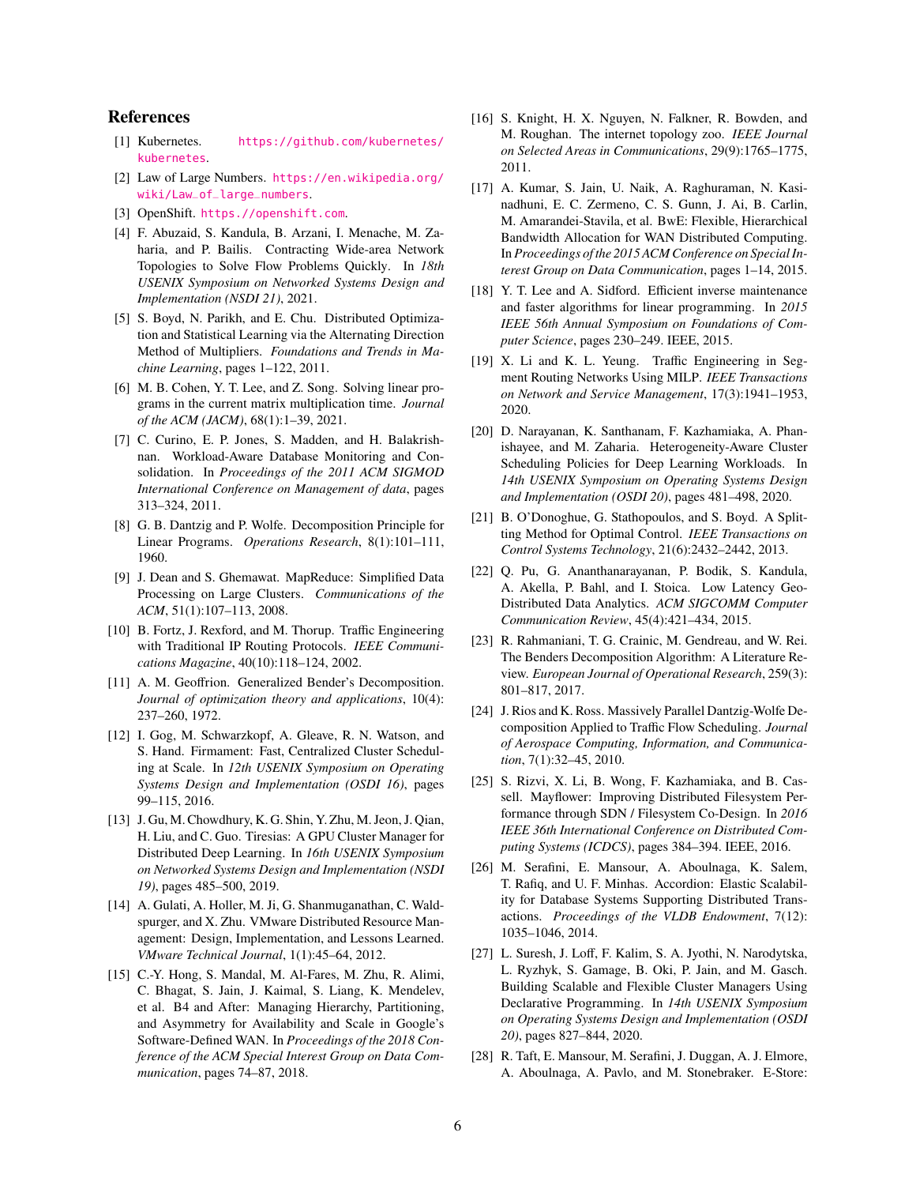## References

[1] Kubernetes. https://github.com/kubernetes/kubernetes.

[2] Law of Large Numbers. https://en.wikipedia.org/wiki/Law_of_large_numbers.

[3] OpenShift. https://openshift.com.

[4] F. Abuzaid, S. Kandula, B. Arzani, I. Menache, M. Zaharia, and P. Bailis. Contracting Wide-area Network Topologies to Solve Flow Problems Quickly. In *18th USENIX Symposium on Networked Systems Design and Implementation (NSDI 21)*, 2021.

[5] S. Boyd, N. Parikh, and E. Chu. Distributed Optimization and Statistical Learning via the Alternating Direction Method of Multipliers. *Foundations and Trends in Machine Learning*, pages 1–122, 2011.

[6] M. B. Cohen, Y. T. Lee, and Z. Song. Solving linear programs in the current matrix multiplication time. *Journal of the ACM (JACM)*, 68(1):1–39, 2021.

[7] C. Curino, E. P. Jones, S. Madden, and H. Balakrishnan. Workload-Aware Database Monitoring and Consolidation. In *Proceedings of the 2011 ACM SIGMOD International Conference on Management of data*, pages 313–324, 2011.

[8] G. B. Dantzig and P. Wolfe. Decomposition Principle for Linear Programs. *Operations Research*, 8(1):101–111, 1960.

[9] J. Dean and S. Ghemawat. MapReduce: Simplified Data Processing on Large Clusters. *Communications of the ACM*, 51(1):107–113, 2008.

[10] B. Fortz, J. Rexford, and M. Thorup. Traffic Engineering with Traditional IP Routing Protocols. *IEEE Communications Magazine*, 40(10):118–124, 2002.

[11] A. M. Geoffrion. Generalized Bender's Decomposition. *Journal of optimization theory and applications*, 10(4): 237–260, 1972.

[12] I. Gog, M. Schwarzkopf, A. Gleave, R. N. Watson, and S. Hand. Firmament: Fast, Centralized Cluster Scheduling at Scale. In *12th USENIX Symposium on Operating Systems Design and Implementation (OSDI 16)*, pages 99–115, 2016.

[13] J. Gu, M. Chowdhury, K. G. Shin, Y. Zhu, M. Jeon, J. Qian, H. Liu, and C. Guo. Tiresias: A GPU Cluster Manager for Distributed Deep Learning. In *16th USENIX Symposium on Networked Systems Design and Implementation (NSDI 19)*, pages 485–500, 2019.

[14] A. Gulati, A. Holler, M. Ji, G. Shanmuganathan, C. Waldspurger, and X. Zhu. VMware Distributed Resource Management: Design, Implementation, and Lessons Learned. *VMware Technical Journal*, 1(1):45–64, 2012.

[15] C.-Y. Hong, S. Mandal, M. Al-Fares, M. Zhu, R. Alimi, C. Bhagat, S. Jain, J. Kaimal, S. Liang, K. Mendelev, et al. B4 and After: Managing Hierarchy, Partitioning, and Asymmetry for Availability and Scale in Google's Software-Defined WAN. In *Proceedings of the 2018 Conference of the ACM Special Interest Group on Data Communication*, pages 74–87, 2018.

[16] S. Knight, H. X. Nguyen, N. Falkner, R. Bowden, and M. Roughan. The internet topology zoo. *IEEE Journal on Selected Areas in Communications*, 29(9):1765–1775, 2011.

[17] A. Kumar, S. Jain, U. Naik, A. Raghuraman, N. Kasinadhuni, E. C. Zermeno, C. S. Gunn, J. Ai, B. Carlin, M. Amarandei-Stavila, et al. BwE: Flexible, Hierarchical Bandwidth Allocation for WAN Distributed Computing. In *Proceedings of the 2015 ACM Conference on Special Interest Group on Data Communication*, pages 1–14, 2015.

[18] Y. T. Lee and A. Sidford. Efficient inverse maintenance and faster algorithms for linear programming. In *2015 IEEE 56th Annual Symposium on Foundations of Computer Science*, pages 230–249. IEEE, 2015.

[19] X. Li and K. L. Yeung. Traffic Engineering in Segment Routing Networks Using MILP. *IEEE Transactions on Network and Service Management*, 17(3):1941–1953, 2020.

[20] D. Narayanan, K. Santhanam, F. Kazhamiaka, A. Phanishayee, and M. Zaharia. Heterogeneity-Aware Cluster Scheduling Policies for Deep Learning Workloads. In *14th USENIX Symposium on Operating Systems Design and Implementation (OSDI 20)*, pages 481–498, 2020.

[21] B. O'Donoghue, G. Stathopoulos, and S. Boyd. A Splitting Method for Optimal Control. *IEEE Transactions on Control Systems Technology*, 21(6):2432–2442, 2013.

[22] Q. Pu, G. Ananthanarayanan, P. Bodik, S. Kandula, A. Akella, P. Bahl, and I. Stoica. Low Latency Geo-Distributed Data Analytics. *ACM SIGCOMM Computer Communication Review*, 45(4):421–434, 2015.

[23] R. Rahmaniani, T. G. Crainic, M. Gendreau, and W. Rei. The Benders Decomposition Algorithm: A Literature Review. *European Journal of Operational Research*, 259(3): 801–817, 2017.

[24] J. Rios and K. Ross. Massively Parallel Dantzig-Wolfe Decomposition Applied to Traffic Flow Scheduling. *Journal of Aerospace Computing, Information, and Communication*, 7(1):32–45, 2010.

[25] S. Rizvi, X. Li, B. Wong, F. Kazhamiaka, and B. Cassell. Mayflower: Improving Distributed Filesystem Performance through SDN / Filesystem Co-Design. In *2016 IEEE 36th International Conference on Distributed Computing Systems (ICDCS)*, pages 384–394. IEEE, 2016.

[26] M. Serafini, E. Mansour, A. Aboulnaga, K. Salem, T. Rafiq, and U. F. Minhas. Accordion: Elastic Scalability for Database Systems Supporting Distributed Transactions. *Proceedings of the VLDB Endowment*, 7(12): 1035–1046, 2014.

[27] L. Suresh, J. Loff, F. Kalim, S. A. Jyothi, N. Narodytska, L. Ryzhyk, S. Gamage, B. Oki, P. Jain, and M. Gasch. Building Scalable and Flexible Cluster Managers Using Declarative Programming. In *14th USENIX Symposium on Operating Systems Design and Implementation (OSDI 20)*, pages 827–844, 2020.

[28] R. Taft, E. Mansour, M. Serafini, J. Duggan, A. J. Elmore, A. Aboulnaga, A. Pavlo, and M. Stonebraker. E-Store: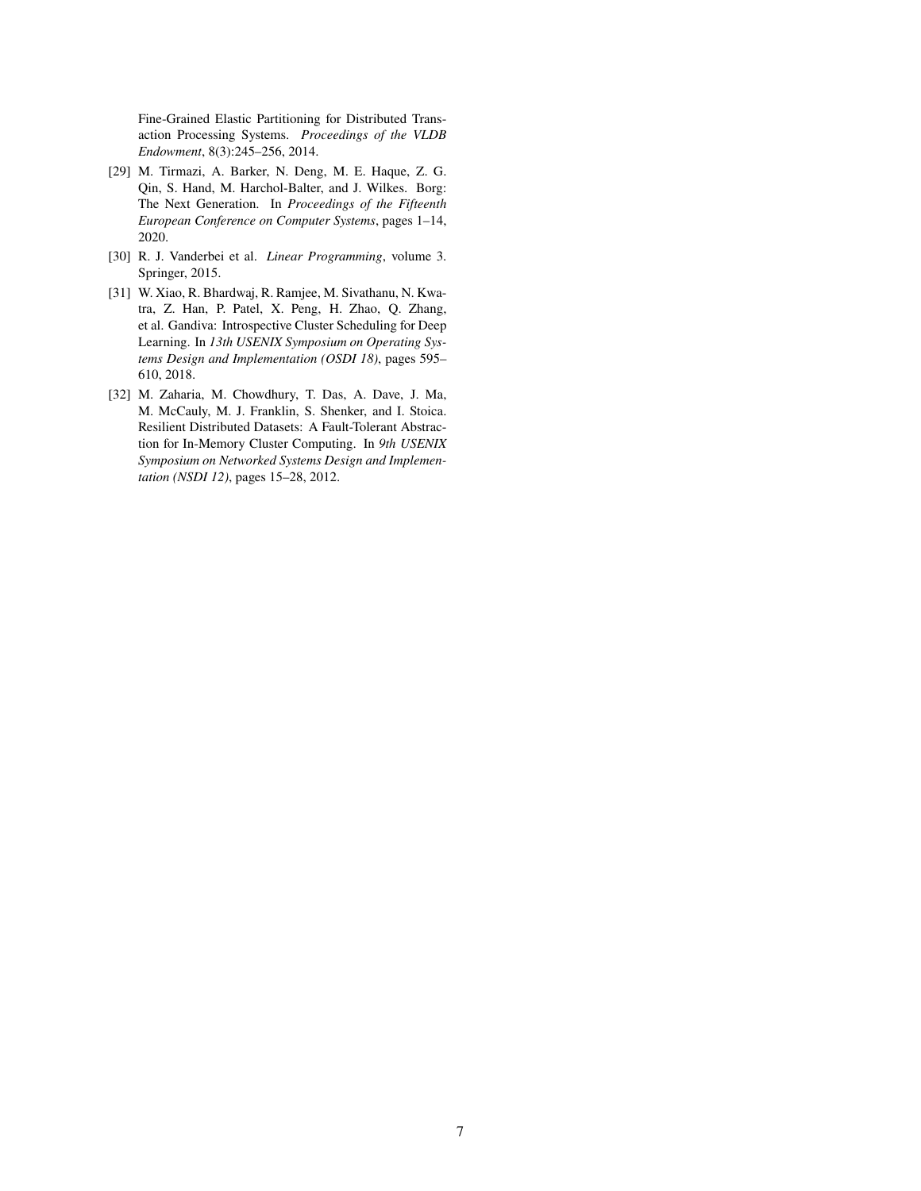Fine-Grained Elastic Partitioning for Distributed Transaction Processing Systems. *Proceedings of the VLDB Endowment*, 8(3):245–256, 2014.

[29] M. Tirmazi, A. Barker, N. Deng, M. E. Haque, Z. G. Qin, S. Hand, M. Harchol-Balter, and J. Wilkes. Borg: The Next Generation. In *Proceedings of the Fifteenth European Conference on Computer Systems*, pages 1–14, 2020.

[30] R. J. Vanderbei et al. *Linear Programming*, volume 3. Springer, 2015.

[31] W. Xiao, R. Bhardwaj, R. Ramjee, M. Sivathanu, N. Kwatra, Z. Han, P. Patel, X. Peng, H. Zhao, Q. Zhang, et al. Gandiva: Introspective Cluster Scheduling for Deep Learning. In *13th USENIX Symposium on Operating Systems Design and Implementation (OSDI 18)*, pages 595–610, 2018.

[32] M. Zaharia, M. Chowdhury, T. Das, A. Dave, J. Ma, M. McCauly, M. J. Franklin, S. Shenker, and I. Stoica. Resilient Distributed Datasets: A Fault-Tolerant Abstraction for In-Memory Cluster Computing. In *9th USENIX Symposium on Networked Systems Design and Implementation (NSDI 12)*, pages 15–28, 2012.